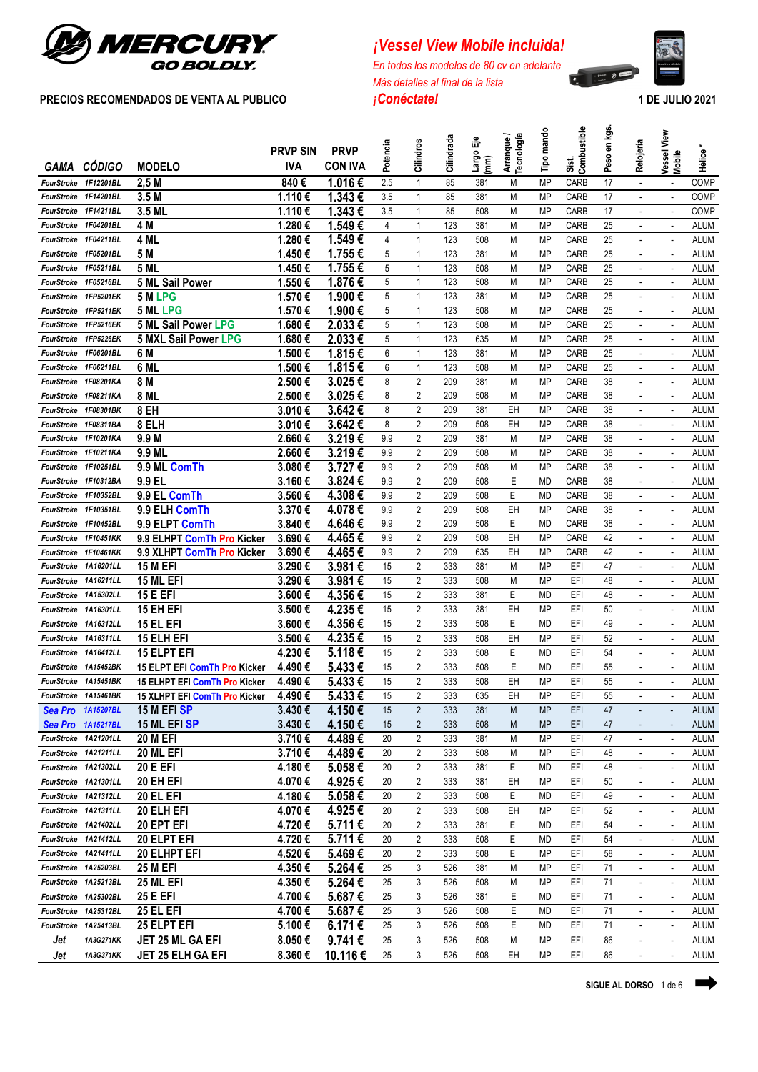MERCURY GO BOLDLY.

**PRECIOS RECOMENDADOS DE VENTA AL PUBLICO**

## *¡Vessel View Mobile incluida!*

*En todos los modelos de 80 cv en adelante*
*Más detalles al final de la lista*
***¡Conéctate!***

**1 DE JULIO 2021**

| GAMA | CÓDIGO | MODELO | PRVP SIN IVA | PRVP CON IVA | Potencia | Cilindros | Cilindrada | Largo Eje (mm) | Arranque / Tecnologia | Tipo mando | Sist. Combustible | Peso en kgs. | Relojería | Vessel View Mobile | Hélice * |
|---|---|---|---|---|---|---|---|---|---|---|---|---|---|---|---|
| FourStroke | 1F12201BL | 2,5 M | 840 € | 1.016 € | 2.5 | 1 | 85 | 381 | M | MP | CARB | 17 | - | - | COMP |
| FourStroke | 1F14201BL | 3.5 M | 1.110 € | 1.343 € | 3.5 | 1 | 85 | 381 | M | MP | CARB | 17 | - | - | COMP |
| FourStroke | 1F14211BL | 3.5 ML | 1.110 € | 1.343 € | 3.5 | 1 | 85 | 508 | M | MP | CARB | 17 | - | - | COMP |
| FourStroke | 1F04201BL | 4 M | 1.280 € | 1.549 € | 4 | 1 | 123 | 381 | M | MP | CARB | 25 | - | - | ALUM |
| FourStroke | 1F04211BL | 4 ML | 1.280 € | 1.549 € | 4 | 1 | 123 | 508 | M | MP | CARB | 25 | - | - | ALUM |
| FourStroke | 1F05201BL | 5 M | 1.450 € | 1.755 € | 5 | 1 | 123 | 381 | M | MP | CARB | 25 | - | - | ALUM |
| FourStroke | 1F05211BL | 5 ML | 1.450 € | 1.755 € | 5 | 1 | 123 | 508 | M | MP | CARB | 25 | - | - | ALUM |
| FourStroke | 1F05216BL | 5 ML Sail Power | 1.550 € | 1.876 € | 5 | 1 | 123 | 508 | M | MP | CARB | 25 | - | - | ALUM |
| FourStroke | 1FP5201EK | 5 M LPG | 1.570 € | 1.900 € | 5 | 1 | 123 | 381 | M | MP | CARB | 25 | - | - | ALUM |
| FourStroke | 1FP5211EK | 5 ML LPG | 1.570 € | 1.900 € | 5 | 1 | 123 | 508 | M | MP | CARB | 25 | - | - | ALUM |
| FourStroke | 1FP5216EK | 5 ML Sail Power LPG | 1.680 € | 2.033 € | 5 | 1 | 123 | 508 | M | MP | CARB | 25 | - | - | ALUM |
| FourStroke | 1FP5226EK | 5 MXL Sail Power LPG | 1.680 € | 2.033 € | 5 | 1 | 123 | 635 | M | MP | CARB | 25 | - | - | ALUM |
| FourStroke | 1F06201BL | 6 M | 1.500 € | 1.815 € | 6 | 1 | 123 | 381 | M | MP | CARB | 25 | - | - | ALUM |
| FourStroke | 1F06211BL | 6 ML | 1.500 € | 1.815 € | 6 | 1 | 123 | 508 | M | MP | CARB | 25 | - | - | ALUM |
| FourStroke | 1F08201KA | 8 M | 2.500 € | 3.025 € | 8 | 2 | 209 | 381 | M | MP | CARB | 38 | - | - | ALUM |
| FourStroke | 1F08211KA | 8 ML | 2.500 € | 3.025 € | 8 | 2 | 209 | 508 | M | MP | CARB | 38 | - | - | ALUM |
| FourStroke | 1F08301BK | 8 EH | 3.010 € | 3.642 € | 8 | 2 | 209 | 381 | EH | MP | CARB | 38 | - | - | ALUM |
| FourStroke | 1F08311BA | 8 ELH | 3.010 € | 3.642 € | 8 | 2 | 209 | 508 | EH | MP | CARB | 38 | - | - | ALUM |
| FourStroke | 1F10201KA | 9.9 M | 2.660 € | 3.219 € | 9.9 | 2 | 209 | 381 | M | MP | CARB | 38 | - | - | ALUM |
| FourStroke | 1F10211KA | 9.9 ML | 2.660 € | 3.219 € | 9.9 | 2 | 209 | 508 | M | MP | CARB | 38 | - | - | ALUM |
| FourStroke | 1F10251BL | 9.9 ML ComTh | 3.080 € | 3.727 € | 9.9 | 2 | 209 | 508 | M | MP | CARB | 38 | - | - | ALUM |
| FourStroke | 1F10312BA | 9.9 EL | 3.160 € | 3.824 € | 9.9 | 2 | 209 | 508 | E | MD | CARB | 38 | - | - | ALUM |
| FourStroke | 1F10352BL | 9.9 EL ComTh | 3.560 € | 4.308 € | 9.9 | 2 | 209 | 508 | E | MD | CARB | 38 | - | - | ALUM |
| FourStroke | 1F10351BL | 9.9 ELH ComTh | 3.370 € | 4.078 € | 9.9 | 2 | 209 | 508 | EH | MP | CARB | 38 | - | - | ALUM |
| FourStroke | 1F10452BL | 9.9 ELPT ComTh | 3.840 € | 4.646 € | 9.9 | 2 | 209 | 508 | E | MD | CARB | 38 | - | - | ALUM |
| FourStroke | 1F10451KK | 9.9 ELHPT ComTh Pro Kicker | 3.690 € | 4.465 € | 9.9 | 2 | 209 | 508 | EH | MP | CARB | 42 | - | - | ALUM |
| FourStroke | 1F10461KK | 9.9 XLHPT ComTh Pro Kicker | 3.690 € | 4.465 € | 9.9 | 2 | 209 | 635 | EH | MP | CARB | 42 | - | - | ALUM |
| FourStroke | 1A16201LL | 15 M EFI | 3.290 € | 3.981 € | 15 | 2 | 333 | 381 | M | MP | EFI | 47 | - | - | ALUM |
| FourStroke | 1A16211LL | 15 ML EFI | 3.290 € | 3.981 € | 15 | 2 | 333 | 508 | M | MP | EFI | 48 | - | - | ALUM |
| FourStroke | 1A15302LL | 15 E EFI | 3.600 € | 4.356 € | 15 | 2 | 333 | 381 | E | MD | EFI | 48 | - | - | ALUM |
| FourStroke | 1A16301LL | 15 EH EFI | 3.500 € | 4.235 € | 15 | 2 | 333 | 381 | EH | MP | EFI | 50 | - | - | ALUM |
| FourStroke | 1A16312LL | 15 EL EFI | 3.600 € | 4.356 € | 15 | 2 | 333 | 508 | E | MD | EFI | 49 | - | - | ALUM |
| FourStroke | 1A16311LL | 15 ELH EFI | 3.500 € | 4.235 € | 15 | 2 | 333 | 508 | EH | MP | EFI | 52 | - | - | ALUM |
| FourStroke | 1A16412LL | 15 ELPT EFI | 4.230 € | 5.118 € | 15 | 2 | 333 | 508 | E | MD | EFI | 54 | - | - | ALUM |
| FourStroke | 1A15452BK | 15 ELPT EFI ComTh Pro Kicker | 4.490 € | 5.433 € | 15 | 2 | 333 | 508 | E | MD | EFI | 55 | - | - | ALUM |
| FourStroke | 1A15451BK | 15 ELHPT EFI ComTh Pro Kicker | 4.490 € | 5.433 € | 15 | 2 | 333 | 508 | EH | MP | EFI | 55 | - | - | ALUM |
| FourStroke | 1A15461BK | 15 XLHPT EFI ComTh Pro Kicker | 4.490 € | 5.433 € | 15 | 2 | 333 | 635 | EH | MP | EFI | 55 | - | - | ALUM |
| Sea Pro | 1A15207BL | 15 M EFI SP | 3.430 € | 4.150 € | 15 | 2 | 333 | 381 | M | MP | EFI | 47 | - | - | ALUM |
| Sea Pro | 1A15217BL | 15 ML EFI SP | 3.430 € | 4.150 € | 15 | 2 | 333 | 508 | M | MP | EFI | 47 | - | - | ALUM |
| FourStroke | 1A21201LL | 20 M EFI | 3.710 € | 4.489 € | 20 | 2 | 333 | 381 | M | MP | EFI | 47 | - | - | ALUM |
| FourStroke | 1A21211LL | 20 ML EFI | 3.710 € | 4.489 € | 20 | 2 | 333 | 508 | M | MP | EFI | 48 | - | - | ALUM |
| FourStroke | 1A21302LL | 20 E EFI | 4.180 € | 5.058 € | 20 | 2 | 333 | 381 | E | MD | EFI | 48 | - | - | ALUM |
| FourStroke | 1A21301LL | 20 EH EFI | 4.070 € | 4.925 € | 20 | 2 | 333 | 381 | EH | MP | EFI | 50 | - | - | ALUM |
| FourStroke | 1A21312LL | 20 EL EFI | 4.180 € | 5.058 € | 20 | 2 | 333 | 508 | E | MD | EFI | 49 | - | - | ALUM |
| FourStroke | 1A21311LL | 20 ELH EFI | 4.070 € | 4.925 € | 20 | 2 | 333 | 508 | EH | MP | EFI | 52 | - | - | ALUM |
| FourStroke | 1A21402LL | 20 EPT EFI | 4.720 € | 5.711 € | 20 | 2 | 333 | 381 | E | MD | EFI | 54 | - | - | ALUM |
| FourStroke | 1A21412LL | 20 ELPT EFI | 4.720 € | 5.711 € | 20 | 2 | 333 | 508 | E | MD | EFI | 54 | - | - | ALUM |
| FourStroke | 1A21411LL | 20 ELHPT EFI | 4.520 € | 5.469 € | 20 | 2 | 333 | 508 | E | MP | EFI | 58 | - | - | ALUM |
| FourStroke | 1A25203BL | 25 M EFI | 4.350 € | 5.264 € | 25 | 3 | 526 | 381 | M | MP | EFI | 71 | - | - | ALUM |
| FourStroke | 1A25213BL | 25 ML EFI | 4.350 € | 5.264 € | 25 | 3 | 526 | 508 | M | MP | EFI | 71 | - | - | ALUM |
| FourStroke | 1A25302BL | 25 E EFI | 4.700 € | 5.687 € | 25 | 3 | 526 | 381 | E | MD | EFI | 71 | - | - | ALUM |
| FourStroke | 1A25312BL | 25 EL EFI | 4.700 € | 5.687 € | 25 | 3 | 526 | 508 | E | MD | EFI | 71 | - | - | ALUM |
| FourStroke | 1A25413BL | 25 ELPT EFI | 5.100 € | 6.171 € | 25 | 3 | 526 | 508 | E | MD | EFI | 71 | - | - | ALUM |
| Jet | 1A3G271KK | JET 25 ML GA EFI | 8.050 € | 9.741 € | 25 | 3 | 526 | 508 | M | MP | EFI | 86 | - | - | ALUM |
| Jet | 1A3G371KK | JET 25 ELH GA EFI | 8.360 € | 10.116 € | 25 | 3 | 526 | 508 | EH | MP | EFI | 86 | - | - | ALUM |

**SIGUE AL DORSO**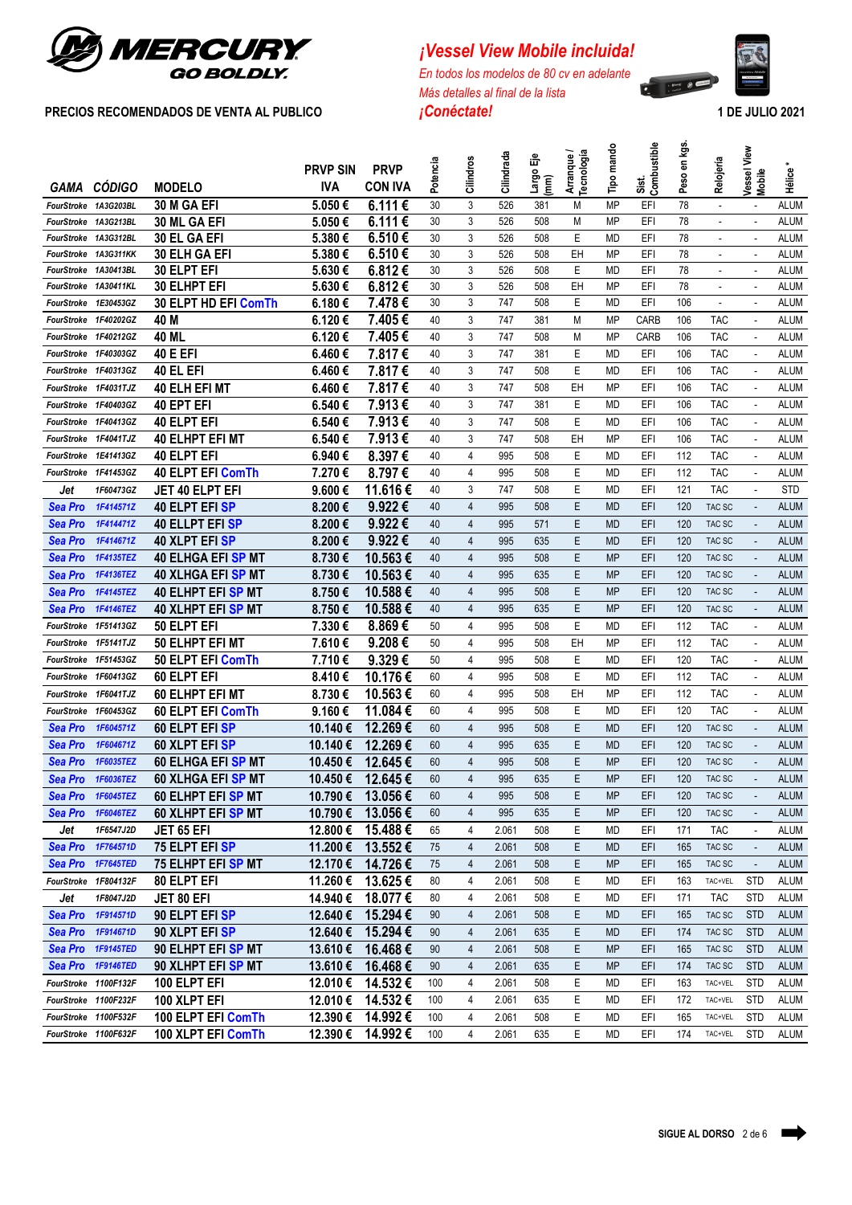**MERCURY**
*GO BOLDLY.*

***¡Vessel View Mobile incluida!***
*En todos los modelos de 80 cv en adelante*
*Más detalles al final de la lista*
***¡Conéctate!***

**PRECIOS RECOMENDADOS DE VENTA AL PUBLICO**

**1 DE JULIO 2021**

| GAMA | CÓDIGO | MODELO | PRVP SIN IVA | PRVP CON IVA | Potencia | Cilindros | Cilindrada | Largo Eje (mm) | Arranque / Tecnología | Tipo mando | Sist. Combustible | Peso en kgs. | Relojería | Vessel View Mobile | Hélice * |
|---|---|---|---|---|---|---|---|---|---|---|---|---|---|---|---|
| FourStroke | 1A3G203BL | 30 M GA EFI | 5.050 € | 6.111 € | 30 | 3 | 526 | 381 | M | MP | EFI | 78 | - | - | ALUM |
| FourStroke | 1A3G213BL | 30 ML GA EFI | 5.050 € | 6.111 € | 30 | 3 | 526 | 508 | M | MP | EFI | 78 | - | - | ALUM |
| FourStroke | 1A3G312BL | 30 EL GA EFI | 5.380 € | 6.510 € | 30 | 3 | 526 | 508 | E | MD | EFI | 78 | - | - | ALUM |
| FourStroke | 1A3G311KK | 30 ELH GA EFI | 5.380 € | 6.510 € | 30 | 3 | 526 | 508 | EH | MP | EFI | 78 | - | - | ALUM |
| FourStroke | 1A30413BL | 30 ELPT EFI | 5.630 € | 6.812 € | 30 | 3 | 526 | 508 | E | MD | EFI | 78 | - | - | ALUM |
| FourStroke | 1A30411KL | 30 ELHPT EFI | 5.630 € | 6.812 € | 30 | 3 | 526 | 508 | EH | MP | EFI | 78 | - | - | ALUM |
| FourStroke | 1E30453GZ | 30 ELPT HD EFI ComTh | 6.180 € | 7.478 € | 30 | 3 | 747 | 508 | E | MD | EFI | 106 | - | - | ALUM |
| FourStroke | 1F40202GZ | 40 M | 6.120 € | 7.405 € | 40 | 3 | 747 | 381 | M | MP | CARB | 106 | TAC | - | ALUM |
| FourStroke | 1F40212GZ | 40 ML | 6.120 € | 7.405 € | 40 | 3 | 747 | 508 | M | MP | CARB | 106 | TAC | - | ALUM |
| FourStroke | 1F40303GZ | 40 E EFI | 6.460 € | 7.817 € | 40 | 3 | 747 | 381 | E | MD | EFI | 106 | TAC | - | ALUM |
| FourStroke | 1F40313GZ | 40 EL EFI | 6.460 € | 7.817 € | 40 | 3 | 747 | 508 | E | MD | EFI | 106 | TAC | - | ALUM |
| FourStroke | 1F4031TJZ | 40 ELH EFI MT | 6.460 € | 7.817 € | 40 | 3 | 747 | 508 | EH | MP | EFI | 106 | TAC | - | ALUM |
| FourStroke | 1F40403GZ | 40 EPT EFI | 6.540 € | 7.913 € | 40 | 3 | 747 | 381 | E | MD | EFI | 106 | TAC | - | ALUM |
| FourStroke | 1F40413GZ | 40 ELPT EFI | 6.540 € | 7.913 € | 40 | 3 | 747 | 508 | E | MD | EFI | 106 | TAC | - | ALUM |
| FourStroke | 1F4041TJZ | 40 ELHPT EFI MT | 6.540 € | 7.913 € | 40 | 3 | 747 | 508 | EH | MP | EFI | 106 | TAC | - | ALUM |
| FourStroke | 1E41413GZ | 40 ELPT EFI | 6.940 € | 8.397 € | 40 | 4 | 995 | 508 | E | MD | EFI | 112 | TAC | - | ALUM |
| FourStroke | 1F41453GZ | 40 ELPT EFI ComTh | 7.270 € | 8.797 € | 40 | 4 | 995 | 508 | E | MD | EFI | 112 | TAC | - | ALUM |
| Jet | 1F60473GZ | JET 40 ELPT EFI | 9.600 € | 11.616 € | 40 | 3 | 747 | 508 | E | MD | EFI | 121 | TAC | - | STD |
| Sea Pro | 1F414571Z | 40 ELPT EFI SP | 8.200 € | 9.922 € | 40 | 4 | 995 | 508 | E | MD | EFI | 120 | TAC SC | - | ALUM |
| Sea Pro | 1F414471Z | 40 ELLPT EFI SP | 8.200 € | 9.922 € | 40 | 4 | 995 | 571 | E | MD | EFI | 120 | TAC SC | - | ALUM |
| Sea Pro | 1F414671Z | 40 XLPT EFI SP | 8.200 € | 9.922 € | 40 | 4 | 995 | 635 | E | MD | EFI | 120 | TAC SC | - | ALUM |
| Sea Pro | 1F4135TEZ | 40 ELHGA EFI SP MT | 8.730 € | 10.563 € | 40 | 4 | 995 | 508 | E | MP | EFI | 120 | TAC SC | - | ALUM |
| Sea Pro | 1F4136TEZ | 40 XLHGA EFI SP MT | 8.730 € | 10.563 € | 40 | 4 | 995 | 635 | E | MP | EFI | 120 | TAC SC | - | ALUM |
| Sea Pro | 1F4145TEZ | 40 ELHPT EFI SP MT | 8.750 € | 10.588 € | 40 | 4 | 995 | 508 | E | MP | EFI | 120 | TAC SC | - | ALUM |
| Sea Pro | 1F4146TEZ | 40 XLHPT EFI SP MT | 8.750 € | 10.588 € | 40 | 4 | 995 | 635 | E | MP | EFI | 120 | TAC SC | - | ALUM |
| FourStroke | 1F51413GZ | 50 ELPT EFI | 7.330 € | 8.869 € | 50 | 4 | 995 | 508 | E | MD | EFI | 112 | TAC | - | ALUM |
| FourStroke | 1F5141TJZ | 50 ELHPT EFI MT | 7.610 € | 9.208 € | 50 | 4 | 995 | 508 | EH | MP | EFI | 112 | TAC | - | ALUM |
| FourStroke | 1F51453GZ | 50 ELPT EFI ComTh | 7.710 € | 9.329 € | 50 | 4 | 995 | 508 | E | MD | EFI | 120 | TAC | - | ALUM |
| FourStroke | 1F60413GZ | 60 ELPT EFI | 8.410 € | 10.176 € | 60 | 4 | 995 | 508 | E | MD | EFI | 112 | TAC | - | ALUM |
| FourStroke | 1F6041TJZ | 60 ELHPT EFI MT | 8.730 € | 10.563 € | 60 | 4 | 995 | 508 | EH | MP | EFI | 112 | TAC | - | ALUM |
| FourStroke | 1F60453GZ | 60 ELPT EFI ComTh | 9.160 € | 11.084 € | 60 | 4 | 995 | 508 | E | MD | EFI | 120 | TAC | - | ALUM |
| Sea Pro | 1F604571Z | 60 ELPT EFI SP | 10.140 € | 12.269 € | 60 | 4 | 995 | 508 | E | MD | EFI | 120 | TAC SC | - | ALUM |
| Sea Pro | 1F604671Z | 60 XLPT EFI SP | 10.140 € | 12.269 € | 60 | 4 | 995 | 635 | E | MD | EFI | 120 | TAC SC | - | ALUM |
| Sea Pro | 1F6035TEZ | 60 ELHGA EFI SP MT | 10.450 € | 12.645 € | 60 | 4 | 995 | 508 | E | MP | EFI | 120 | TAC SC | - | ALUM |
| Sea Pro | 1F6036TEZ | 60 XLHGA EFI SP MT | 10.450 € | 12.645 € | 60 | 4 | 995 | 635 | E | MP | EFI | 120 | TAC SC | - | ALUM |
| Sea Pro | 1F6045TEZ | 60 ELHPT EFI SP MT | 10.790 € | 13.056 € | 60 | 4 | 995 | 508 | E | MP | EFI | 120 | TAC SC | - | ALUM |
| Sea Pro | 1F6046TEZ | 60 XLHPT EFI SP MT | 10.790 € | 13.056 € | 60 | 4 | 995 | 635 | E | MP | EFI | 120 | TAC SC | - | ALUM |
| Jet | 1F6547J2D | JET 65 EFI | 12.800 € | 15.488 € | 65 | 4 | 2.061 | 508 | E | MD | EFI | 171 | TAC | - | ALUM |
| Sea Pro | 1F764571D | 75 ELPT EFI SP | 11.200 € | 13.552 € | 75 | 4 | 2.061 | 508 | E | MD | EFI | 165 | TAC SC | - | ALUM |
| Sea Pro | 1F7645TED | 75 ELHPT EFI SP MT | 12.170 € | 14.726 € | 75 | 4 | 2.061 | 508 | E | MP | EFI | 165 | TAC SC | - | ALUM |
| FourStroke | 1F804132F | 80 ELPT EFI | 11.260 € | 13.625 € | 80 | 4 | 2.061 | 508 | E | MD | EFI | 163 | TAC+VEL | STD | ALUM |
| Jet | 1F8047J2D | JET 80 EFI | 14.940 € | 18.077 € | 80 | 4 | 2.061 | 508 | E | MD | EFI | 171 | TAC | STD | ALUM |
| Sea Pro | 1F914571D | 90 ELPT EFI SP | 12.640 € | 15.294 € | 90 | 4 | 2.061 | 508 | E | MD | EFI | 165 | TAC SC | STD | ALUM |
| Sea Pro | 1F914671D | 90 XLPT EFI SP | 12.640 € | 15.294 € | 90 | 4 | 2.061 | 635 | E | MD | EFI | 174 | TAC SC | STD | ALUM |
| Sea Pro | 1F9145TED | 90 ELHPT EFI SP MT | 13.610 € | 16.468 € | 90 | 4 | 2.061 | 508 | E | MP | EFI | 165 | TAC SC | STD | ALUM |
| Sea Pro | 1F9146TED | 90 XLHPT EFI SP MT | 13.610 € | 16.468 € | 90 | 4 | 2.061 | 635 | E | MP | EFI | 174 | TAC SC | STD | ALUM |
| FourStroke | 1100F132F | 100 ELPT EFI | 12.010 € | 14.532 € | 100 | 4 | 2.061 | 508 | E | MD | EFI | 163 | TAC+VEL | STD | ALUM |
| FourStroke | 1100F232F | 100 XLPT EFI | 12.010 € | 14.532 € | 100 | 4 | 2.061 | 635 | E | MD | EFI | 172 | TAC+VEL | STD | ALUM |
| FourStroke | 1100F532F | 100 ELPT EFI ComTh | 12.390 € | 14.992 € | 100 | 4 | 2.061 | 508 | E | MD | EFI | 165 | TAC+VEL | STD | ALUM |
| FourStroke | 1100F632F | 100 XLPT EFI ComTh | 12.390 € | 14.992 € | 100 | 4 | 2.061 | 635 | E | MD | EFI | 174 | TAC+VEL | STD | ALUM |

**SIGUE AL DORSO**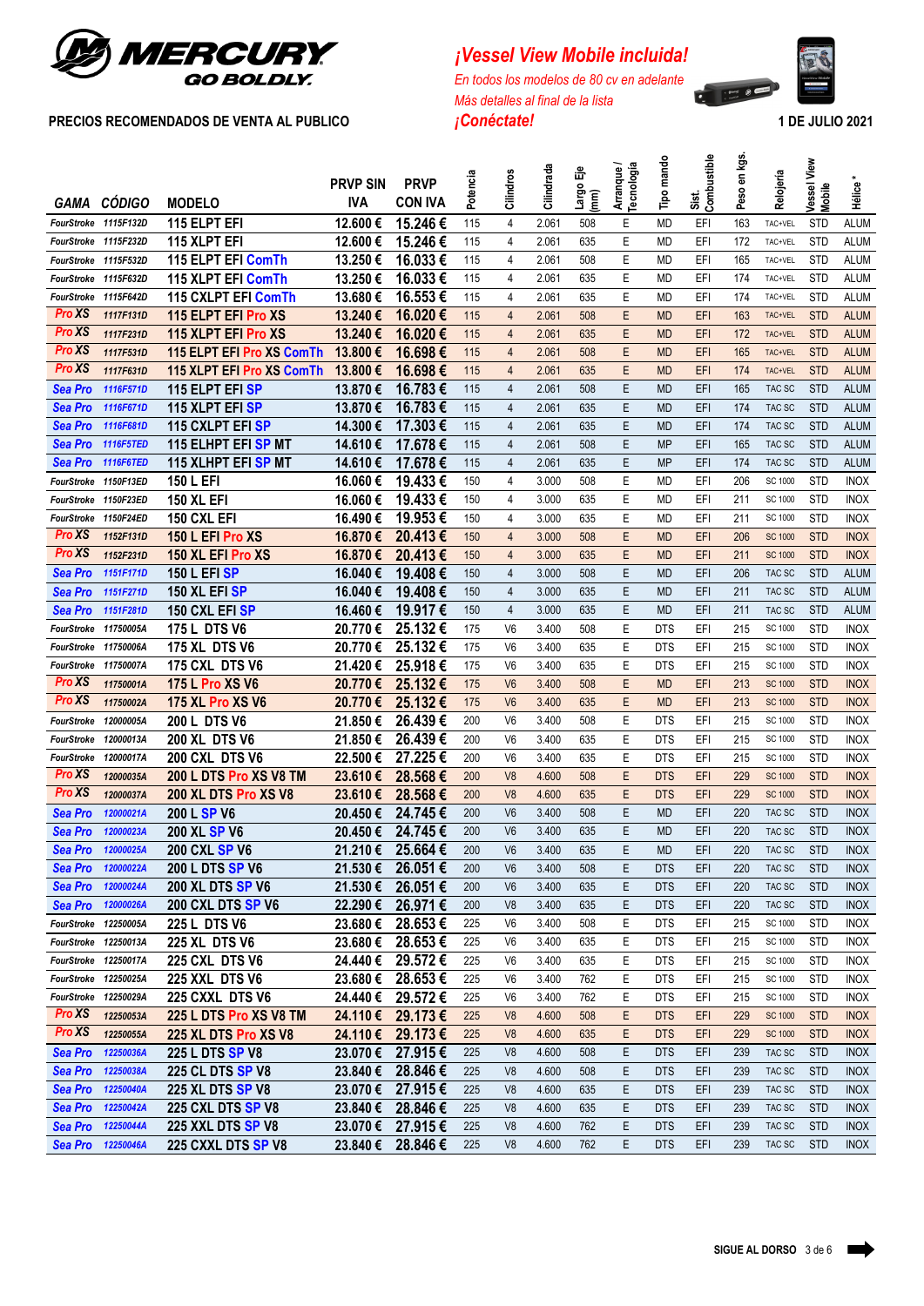# MERCURY GO BOLDLY.

**PRECIOS RECOMENDADOS DE VENTA AL PUBLICO**

***¡Vessel View Mobile incluida!***

*En todos los modelos de 80 cv en adelante*
*Más detalles al final de la lista*
***¡Conéctate!***

**1 DE JULIO 2021**

| GAMA | CÓDIGO | MODELO | PRVP SIN IVA | PRVP CON IVA | Potencia | Cilindros | Cilindrada | Largo Eje (mm) | Arranque / Tecnología | Tipo mando | Sist. Combustible | Peso en kgs. | Relojería | Vessel View Mobile | Hélice * |
|---|---|---|---|---|---|---|---|---|---|---|---|---|---|---|---|
| FourStroke | 1115F132D | 115 ELPT EFI | 12.600 € | 15.246 € | 115 | 4 | 2.061 | 508 | E | MD | EFI | 163 | TAC+VEL | STD | ALUM |
| FourStroke | 1115F232D | 115 XLPT EFI | 12.600 € | 15.246 € | 115 | 4 | 2.061 | 635 | E | MD | EFI | 172 | TAC+VEL | STD | ALUM |
| FourStroke | 1115F532D | 115 ELPT EFI ComTh | 13.250 € | 16.033 € | 115 | 4 | 2.061 | 508 | E | MD | EFI | 165 | TAC+VEL | STD | ALUM |
| FourStroke | 1115F632D | 115 XLPT EFI ComTh | 13.250 € | 16.033 € | 115 | 4 | 2.061 | 635 | E | MD | EFI | 174 | TAC+VEL | STD | ALUM |
| FourStroke | 1115F642D | 115 CXLPT EFI ComTh | 13.680 € | 16.553 € | 115 | 4 | 2.061 | 635 | E | MD | EFI | 174 | TAC+VEL | STD | ALUM |
| Pro XS | 1117F131D | 115 ELPT EFI Pro XS | 13.240 € | 16.020 € | 115 | 4 | 2.061 | 508 | E | MD | EFI | 163 | TAC+VEL | STD | ALUM |
| Pro XS | 1117F231D | 115 XLPT EFI Pro XS | 13.240 € | 16.020 € | 115 | 4 | 2.061 | 635 | E | MD | EFI | 172 | TAC+VEL | STD | ALUM |
| Pro XS | 1117F531D | 115 ELPT EFI Pro XS ComTh | 13.800 € | 16.698 € | 115 | 4 | 2.061 | 508 | E | MD | EFI | 165 | TAC+VEL | STD | ALUM |
| Pro XS | 1117F631D | 115 XLPT EFI Pro XS ComTh | 13.800 € | 16.698 € | 115 | 4 | 2.061 | 635 | E | MD | EFI | 174 | TAC+VEL | STD | ALUM |
| Sea Pro | 1116F571D | 115 ELPT EFI SP | 13.870 € | 16.783 € | 115 | 4 | 2.061 | 508 | E | MD | EFI | 165 | TAC SC | STD | ALUM |
| Sea Pro | 1116F671D | 115 XLPT EFI SP | 13.870 € | 16.783 € | 115 | 4 | 2.061 | 635 | E | MD | EFI | 174 | TAC SC | STD | ALUM |
| Sea Pro | 1116F681D | 115 CXLPT EFI SP | 14.300 € | 17.303 € | 115 | 4 | 2.061 | 635 | E | MD | EFI | 174 | TAC SC | STD | ALUM |
| Sea Pro | 1116F5TED | 115 ELHPT EFI SP MT | 14.610 € | 17.678 € | 115 | 4 | 2.061 | 508 | E | MP | EFI | 165 | TAC SC | STD | ALUM |
| Sea Pro | 1116F6TED | 115 XLHPT EFI SP MT | 14.610 € | 17.678 € | 115 | 4 | 2.061 | 635 | E | MP | EFI | 174 | TAC SC | STD | ALUM |
| FourStroke | 1150F13ED | 150 L EFI | 16.060 € | 19.433 € | 150 | 4 | 3.000 | 508 | E | MD | EFI | 206 | SC 1000 | STD | INOX |
| FourStroke | 1150F23ED | 150 XL EFI | 16.060 € | 19.433 € | 150 | 4 | 3.000 | 635 | E | MD | EFI | 211 | SC 1000 | STD | INOX |
| FourStroke | 1150F24ED | 150 CXL EFI | 16.490 € | 19.953 € | 150 | 4 | 3.000 | 635 | E | MD | EFI | 211 | SC 1000 | STD | INOX |
| Pro XS | 1152F131D | 150 L EFI Pro XS | 16.870 € | 20.413 € | 150 | 4 | 3.000 | 508 | E | MD | EFI | 206 | SC 1000 | STD | INOX |
| Pro XS | 1152F231D | 150 XL EFI Pro XS | 16.870 € | 20.413 € | 150 | 4 | 3.000 | 635 | E | MD | EFI | 211 | SC 1000 | STD | INOX |
| Sea Pro | 1151F171D | 150 L EFI SP | 16.040 € | 19.408 € | 150 | 4 | 3.000 | 508 | E | MD | EFI | 206 | TAC SC | STD | ALUM |
| Sea Pro | 1151F271D | 150 XL EFI SP | 16.040 € | 19.408 € | 150 | 4 | 3.000 | 635 | E | MD | EFI | 211 | TAC SC | STD | ALUM |
| Sea Pro | 1151F281D | 150 CXL EFI SP | 16.460 € | 19.917 € | 150 | 4 | 3.000 | 635 | E | MD | EFI | 211 | TAC SC | STD | ALUM |
| FourStroke | 11750005A | 175 L DTS V6 | 20.770 € | 25.132 € | 175 | V6 | 3.400 | 508 | E | DTS | EFI | 215 | SC 1000 | STD | INOX |
| FourStroke | 11750006A | 175 XL DTS V6 | 20.770 € | 25.132 € | 175 | V6 | 3.400 | 635 | E | DTS | EFI | 215 | SC 1000 | STD | INOX |
| FourStroke | 11750007A | 175 CXL DTS V6 | 21.420 € | 25.918 € | 175 | V6 | 3.400 | 635 | E | DTS | EFI | 215 | SC 1000 | STD | INOX |
| Pro XS | 11750001A | 175 L Pro XS V6 | 20.770 € | 25.132 € | 175 | V6 | 3.400 | 508 | E | MD | EFI | 213 | SC 1000 | STD | INOX |
| Pro XS | 11750002A | 175 XL Pro XS V6 | 20.770 € | 25.132 € | 175 | V6 | 3.400 | 635 | E | MD | EFI | 213 | SC 1000 | STD | INOX |
| FourStroke | 12000005A | 200 L DTS V6 | 21.850 € | 26.439 € | 200 | V6 | 3.400 | 508 | E | DTS | EFI | 215 | SC 1000 | STD | INOX |
| FourStroke | 12000013A | 200 XL DTS V6 | 21.850 € | 26.439 € | 200 | V6 | 3.400 | 635 | E | DTS | EFI | 215 | SC 1000 | STD | INOX |
| FourStroke | 12000017A | 200 CXL DTS V6 | 22.500 € | 27.225 € | 200 | V6 | 3.400 | 635 | E | DTS | EFI | 215 | SC 1000 | STD | INOX |
| Pro XS | 12000035A | 200 L DTS Pro XS V8 TM | 23.610 € | 28.568 € | 200 | V8 | 4.600 | 508 | E | DTS | EFI | 229 | SC 1000 | STD | INOX |
| Pro XS | 12000037A | 200 XL DTS Pro XS V8 | 23.610 € | 28.568 € | 200 | V8 | 4.600 | 635 | E | DTS | EFI | 229 | SC 1000 | STD | INOX |
| Sea Pro | 12000021A | 200 L SP V6 | 20.450 € | 24.745 € | 200 | V6 | 3.400 | 508 | E | MD | EFI | 220 | TAC SC | STD | INOX |
| Sea Pro | 12000023A | 200 XL SP V6 | 20.450 € | 24.745 € | 200 | V6 | 3.400 | 635 | E | MD | EFI | 220 | TAC SC | STD | INOX |
| Sea Pro | 12000025A | 200 CXL SP V6 | 21.210 € | 25.664 € | 200 | V6 | 3.400 | 635 | E | MD | EFI | 220 | TAC SC | STD | INOX |
| Sea Pro | 12000022A | 200 L DTS SP V6 | 21.530 € | 26.051 € | 200 | V6 | 3.400 | 508 | E | DTS | EFI | 220 | TAC SC | STD | INOX |
| Sea Pro | 12000024A | 200 XL DTS SP V6 | 21.530 € | 26.051 € | 200 | V6 | 3.400 | 635 | E | DTS | EFI | 220 | TAC SC | STD | INOX |
| Sea Pro | 12000026A | 200 CXL DTS SP V6 | 22.290 € | 26.971 € | 200 | V6 | 3.400 | 635 | E | DTS | EFI | 220 | TAC SC | STD | INOX |
| FourStroke | 12250005A | 225 L DTS V6 | 23.680 € | 28.653 € | 225 | V6 | 3.400 | 508 | E | DTS | EFI | 215 | SC 1000 | STD | INOX |
| FourStroke | 12250013A | 225 XL DTS V6 | 23.680 € | 28.653 € | 225 | V6 | 3.400 | 635 | E | DTS | EFI | 215 | SC 1000 | STD | INOX |
| FourStroke | 12250017A | 225 CXL DTS V6 | 24.440 € | 29.572 € | 225 | V6 | 3.400 | 635 | E | DTS | EFI | 215 | SC 1000 | STD | INOX |
| FourStroke | 12250025A | 225 XXL DTS V6 | 23.680 € | 28.653 € | 225 | V6 | 3.400 | 762 | E | DTS | EFI | 215 | SC 1000 | STD | INOX |
| FourStroke | 12250029A | 225 CXXL DTS V6 | 24.440 € | 29.572 € | 225 | V6 | 3.400 | 762 | E | DTS | EFI | 215 | SC 1000 | STD | INOX |
| Pro XS | 12250053A | 225 L DTS Pro XS V8 TM | 24.110 € | 29.173 € | 225 | V8 | 4.600 | 508 | E | DTS | EFI | 229 | SC 1000 | STD | INOX |
| Pro XS | 12250055A | 225 XL DTS Pro XS V8 | 24.110 € | 29.173 € | 225 | V8 | 4.600 | 635 | E | DTS | EFI | 229 | SC 1000 | STD | INOX |
| Sea Pro | 12250036A | 225 L DTS SP V8 | 23.070 € | 27.915 € | 225 | V8 | 4.600 | 508 | E | DTS | EFI | 239 | TAC SC | STD | INOX |
| Sea Pro | 12250038A | 225 CL DTS SP V8 | 23.840 € | 28.846 € | 225 | V8 | 4.600 | 508 | E | DTS | EFI | 239 | TAC SC | STD | INOX |
| Sea Pro | 12250040A | 225 XL DTS SP V8 | 23.070 € | 27.915 € | 225 | V8 | 4.600 | 635 | E | DTS | EFI | 239 | TAC SC | STD | INOX |
| Sea Pro | 12250042A | 225 CXL DTS SP V8 | 23.840 € | 28.846 € | 225 | V8 | 4.600 | 635 | E | DTS | EFI | 239 | TAC SC | STD | INOX |
| Sea Pro | 12250044A | 225 XXL DTS SP V8 | 23.070 € | 27.915 € | 225 | V8 | 4.600 | 762 | E | DTS | EFI | 239 | TAC SC | STD | INOX |
| Sea Pro | 12250046A | 225 CXXL DTS SP V8 | 23.840 € | 28.846 € | 225 | V8 | 4.600 | 762 | E | DTS | EFI | 239 | TAC SC | STD | INOX |

**SIGUE AL DORSO**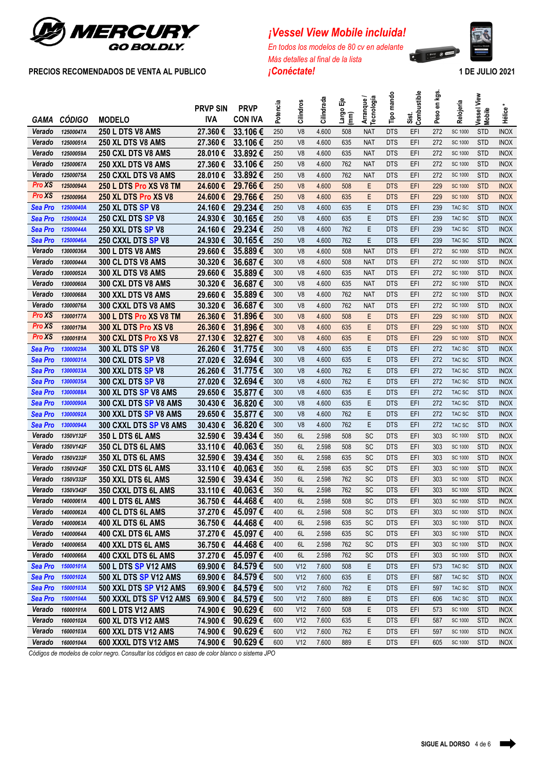# MERCURY GO BOLDLY.

**PRECIOS RECOMENDADOS DE VENTA AL PUBLICO**

*¡Vessel View Mobile incluida!*

*En todos los modelos de 80 cv en adelante*

*Más detalles al final de la lista*

*¡Conéctate!*

**1 DE JULIO 2021**

| GAMA | CÓDIGO | MODELO | PRVP SIN IVA | PRVP CON IVA | Potencia | Cilindros | Cilindrada | Largo Eje (mm) | Arranque / Tecnología | Tipo mando | Sist. Combustible | Peso en kgs. | Relojería | Vessel View Mobile | Hélice * |
|---|---|---|---|---|---|---|---|---|---|---|---|---|---|---|---|
| Verado | 12500047A | 250 L DTS V8 AMS | 27.360 € | 33.106 € | 250 | V8 | 4.600 | 508 | NAT | DTS | EFI | 272 | SC 1000 | STD | INOX |
| Verado | 12500051A | 250 XL DTS V8 AMS | 27.360 € | 33.106 € | 250 | V8 | 4.600 | 635 | NAT | DTS | EFI | 272 | SC 1000 | STD | INOX |
| Verado | 12500059A | 250 CXL DTS V8 AMS | 28.010 € | 33.892 € | 250 | V8 | 4.600 | 635 | NAT | DTS | EFI | 272 | SC 1000 | STD | INOX |
| Verado | 12500067A | 250 XXL DTS V8 AMS | 27.360 € | 33.106 € | 250 | V8 | 4.600 | 762 | NAT | DTS | EFI | 272 | SC 1000 | STD | INOX |
| Verado | 12500075A | 250 CXXL DTS V8 AMS | 28.010 € | 33.892 € | 250 | V8 | 4.600 | 762 | NAT | DTS | EFI | 272 | SC 1000 | STD | INOX |
| Pro XS | 12500094A | 250 L DTS Pro XS V8 TM | 24.600 € | 29.766 € | 250 | V8 | 4.600 | 508 | E | DTS | EFI | 229 | SC 1000 | STD | INOX |
| Pro XS | 12500096A | 250 XL DTS Pro XS V8 | 24.600 € | 29.766 € | 250 | V8 | 4.600 | 635 | E | DTS | EFI | 229 | SC 1000 | STD | INOX |
| Sea Pro | 12500040A | 250 XL DTS SP V8 | 24.160 € | 29.234 € | 250 | V8 | 4.600 | 635 | E | DTS | EFI | 239 | TAC SC | STD | INOX |
| Sea Pro | 12500042A | 250 CXL DTS SP V8 | 24.930 € | 30.165 € | 250 | V8 | 4.600 | 635 | E | DTS | EFI | 239 | TAC SC | STD | INOX |
| Sea Pro | 12500044A | 250 XXL DTS SP V8 | 24.160 € | 29.234 € | 250 | V8 | 4.600 | 762 | E | DTS | EFI | 239 | TAC SC | STD | INOX |
| Sea Pro | 12500046A | 250 CXXL DTS SP V8 | 24.930 € | 30.165 € | 250 | V8 | 4.600 | 762 | E | DTS | EFI | 239 | TAC SC | STD | INOX |
| Verado | 13000036A | 300 L DTS V8 AMS | 29.660 € | 35.889 € | 300 | V8 | 4.600 | 508 | NAT | DTS | EFI | 272 | SC 1000 | STD | INOX |
| Verado | 13000044A | 300 CL DTS V8 AMS | 30.320 € | 36.687 € | 300 | V8 | 4.600 | 508 | NAT | DTS | EFI | 272 | SC 1000 | STD | INOX |
| Verado | 13000052A | 300 XL DTS V8 AMS | 29.660 € | 35.889 € | 300 | V8 | 4.600 | 635 | NAT | DTS | EFI | 272 | SC 1000 | STD | INOX |
| Verado | 13000060A | 300 CXL DTS V8 AMS | 30.320 € | 36.687 € | 300 | V8 | 4.600 | 635 | NAT | DTS | EFI | 272 | SC 1000 | STD | INOX |
| Verado | 13000068A | 300 XXL DTS V8 AMS | 29.660 € | 35.889 € | 300 | V8 | 4.600 | 762 | NAT | DTS | EFI | 272 | SC 1000 | STD | INOX |
| Verado | 13000076A | 300 CXXL DTS V8 AMS | 30.320 € | 36.687 € | 300 | V8 | 4.600 | 762 | NAT | DTS | EFI | 272 | SC 1000 | STD | INOX |
| Pro XS | 13000177A | 300 L DTS Pro XS V8 TM | 26.360 € | 31.896 € | 300 | V8 | 4.600 | 508 | E | DTS | EFI | 229 | SC 1000 | STD | INOX |
| Pro XS | 13000179A | 300 XL DTS Pro XS V8 | 26.360 € | 31.896 € | 300 | V8 | 4.600 | 635 | E | DTS | EFI | 229 | SC 1000 | STD | INOX |
| Pro XS | 13000181A | 300 CXL DTS Pro XS V8 | 27.130 € | 32.827 € | 300 | V8 | 4.600 | 635 | E | DTS | EFI | 229 | SC 1000 | STD | INOX |
| Sea Pro | 13000029A | 300 XL DTS SP V8 | 26.260 € | 31.775 € | 300 | V8 | 4.600 | 635 | E | DTS | EFI | 272 | TAC SC | STD | INOX |
| Sea Pro | 13000031A | 300 CXL DTS SP V8 | 27.020 € | 32.694 € | 300 | V8 | 4.600 | 635 | E | DTS | EFI | 272 | TAC SC | STD | INOX |
| Sea Pro | 13000033A | 300 XXL DTS SP V8 | 26.260 € | 31.775 € | 300 | V8 | 4.600 | 762 | E | DTS | EFI | 272 | TAC SC | STD | INOX |
| Sea Pro | 13000035A | 300 CXL DTS SP V8 | 27.020 € | 32.694 € | 300 | V8 | 4.600 | 762 | E | DTS | EFI | 272 | TAC SC | STD | INOX |
| Sea Pro | 13000088A | 300 XL DTS SP V8 AMS | 29.650 € | 35.877 € | 300 | V8 | 4.600 | 635 | E | DTS | EFI | 272 | TAC SC | STD | INOX |
| Sea Pro | 13000090A | 300 CXL DTS SP V8 AMS | 30.430 € | 36.820 € | 300 | V8 | 4.600 | 635 | E | DTS | EFI | 272 | TAC SC | STD | INOX |
| Sea Pro | 13000092A | 300 XXL DTS SP V8 AMS | 29.650 € | 35.877 € | 300 | V8 | 4.600 | 762 | E | DTS | EFI | 272 | TAC SC | STD | INOX |
| Sea Pro | 13000094A | 300 CXXL DTS SP V8 AMS | 30.430 € | 36.820 € | 300 | V8 | 4.600 | 762 | E | DTS | EFI | 272 | TAC SC | STD | INOX |
| Verado | 1350V132F | 350 L DTS 6L AMS | 32.590 € | 39.434 € | 350 | 6L | 2.598 | 508 | SC | DTS | EFI | 303 | SC 1000 | STD | INOX |
| Verado | 1350V142F | 350 CL DTS 6L AMS | 33.110 € | 40.063 € | 350 | 6L | 2.598 | 508 | SC | DTS | EFI | 303 | SC 1000 | STD | INOX |
| Verado | 1350V232F | 350 XL DTS 6L AMS | 32.590 € | 39.434 € | 350 | 6L | 2.598 | 635 | SC | DTS | EFI | 303 | SC 1000 | STD | INOX |
| Verado | 1350V242F | 350 CXL DTS 6L AMS | 33.110 € | 40.063 € | 350 | 6L | 2.598 | 635 | SC | DTS | EFI | 303 | SC 1000 | STD | INOX |
| Verado | 1350V332F | 350 XXL DTS 6L AMS | 32.590 € | 39.434 € | 350 | 6L | 2.598 | 762 | SC | DTS | EFI | 303 | SC 1000 | STD | INOX |
| Verado | 1350V342F | 350 CXXL DTS 6L AMS | 33.110 € | 40.063 € | 350 | 6L | 2.598 | 762 | SC | DTS | EFI | 303 | SC 1000 | STD | INOX |
| Verado | 14000061A | 400 L DTS 6L AMS | 36.750 € | 44.468 € | 400 | 6L | 2.598 | 508 | SC | DTS | EFI | 303 | SC 1000 | STD | INOX |
| Verado | 14000062A | 400 CL DTS 6L AMS | 37.270 € | 45.097 € | 400 | 6L | 2.598 | 508 | SC | DTS | EFI | 303 | SC 1000 | STD | INOX |
| Verado | 14000063A | 400 XL DTS 6L AMS | 36.750 € | 44.468 € | 400 | 6L | 2.598 | 635 | SC | DTS | EFI | 303 | SC 1000 | STD | INOX |
| Verado | 14000064A | 400 CXL DTS 6L AMS | 37.270 € | 45.097 € | 400 | 6L | 2.598 | 635 | SC | DTS | EFI | 303 | SC 1000 | STD | INOX |
| Verado | 14000065A | 400 XXL DTS 6L AMS | 36.750 € | 44.468 € | 400 | 6L | 2.598 | 762 | SC | DTS | EFI | 303 | SC 1000 | STD | INOX |
| Verado | 14000066A | 400 CXXL DTS 6L AMS | 37.270 € | 45.097 € | 400 | 6L | 2.598 | 762 | SC | DTS | EFI | 303 | SC 1000 | STD | INOX |
| Sea Pro | 15000101A | 500 L DTS SP V12 AMS | 69.900 € | 84.579 € | 500 | V12 | 7.600 | 508 | E | DTS | EFI | 573 | TAC SC | STD | INOX |
| Sea Pro | 15000102A | 500 XL DTS SP V12 AMS | 69.900 € | 84.579 € | 500 | V12 | 7.600 | 635 | E | DTS | EFI | 587 | TAC SC | STD | INOX |
| Sea Pro | 15000103A | 500 XXL DTS SP V12 AMS | 69.900 € | 84.579 € | 500 | V12 | 7.600 | 762 | E | DTS | EFI | 597 | TAC SC | STD | INOX |
| Sea Pro | 15000104A | 500 XXXL DTS SP V12 AMS | 69.900 € | 84.579 € | 500 | V12 | 7.600 | 889 | E | DTS | EFI | 606 | TAC SC | STD | INOX |
| Verado | 16000101A | 600 L DTS V12 AMS | 74.900 € | 90.629 € | 600 | V12 | 7.600 | 508 | E | DTS | EFI | 573 | SC 1000 | STD | INOX |
| Verado | 16000102A | 600 XL DTS V12 AMS | 74.900 € | 90.629 € | 600 | V12 | 7.600 | 635 | E | DTS | EFI | 587 | SC 1000 | STD | INOX |
| Verado | 16000103A | 600 XXL DTS V12 AMS | 74.900 € | 90.629 € | 600 | V12 | 7.600 | 762 | E | DTS | EFI | 597 | SC 1000 | STD | INOX |
| Verado | 16000104A | 600 XXXL DTS V12 AMS | 74.900 € | 90.629 € | 600 | V12 | 7.600 | 889 | E | DTS | EFI | 605 | SC 1000 | STD | INOX |

*Códigos de modelos de color negro. Consultar los códigos en caso de color blanco o sistema JPO*

**SIGUE AL DORSO**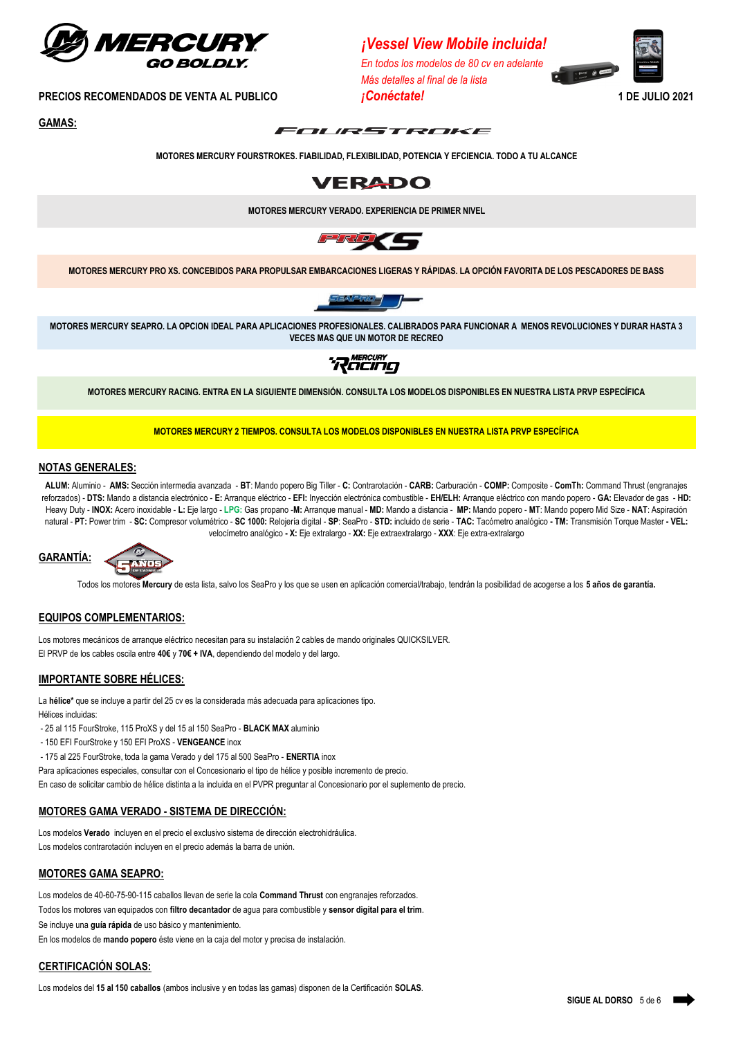**¡Vessel View Mobile incluida!**

*En todos los modelos de 80 cv en adelante*
*Más detalles al final de la lista*
***¡Conéctate!***

**PRECIOS RECOMENDADOS DE VENTA AL PUBLICO**

**1 DE JULIO 2021**

## GAMAS:

**MOTORES MERCURY FOURSTROKES. FIABILIDAD, FLEXIBILIDAD, POTENCIA Y EFICIENCIA. TODO A TU ALCANCE**

**MOTORES MERCURY VERADO. EXPERIENCIA DE PRIMER NIVEL**

**MOTORES MERCURY PRO XS. CONCEBIDOS PARA PROPULSAR EMBARCACIONES LIGERAS Y RÁPIDAS. LA OPCIÓN FAVORITA DE LOS PESCADORES DE BASS**

**MOTORES MERCURY SEAPRO. LA OPCION IDEAL PARA APLICACIONES PROFESIONALES. CALIBRADOS PARA FUNCIONAR A MENOS REVOLUCIONES Y DURAR HASTA 3 VECES MAS QUE UN MOTOR DE RECREO**

**MOTORES MERCURY RACING. ENTRA EN LA SIGUIENTE DIMENSIÓN. CONSULTA LOS MODELOS DISPONIBLES EN NUESTRA LISTA PRVP ESPECÍFICA**

**MOTORES MERCURY 2 TIEMPOS. CONSULTA LOS MODELOS DISPONIBLES EN NUESTRA LISTA PRVP ESPECÍFICA**

## NOTAS GENERALES:

**ALUM:** Aluminio - **AMS:** Sección intermedia avanzada - **BT**: Mando popero Big Tiller - **C:** Contrarotación - **CARB:** Carburación - **COMP:** Composite - **ComTh:** Command Thrust (engranajes reforzados) - **DTS:** Mando a distancia electrónico - **E:** Arranque eléctrico - **EFI:** Inyección electrónica combustible - **EH/ELH:** Arranque eléctrico con mando popero - **GA:** Elevador de gas - **HD:** Heavy Duty - **INOX:** Acero inoxidable - **L:** Eje largo - **LPG:** Gas propano -**M:** Arranque manual - **MD:** Mando a distancia - **MP:** Mando popero - **MT**: Mando popero Mid Size - **NAT**: Aspiración natural - **PT:** Power trim - **SC:** Compresor volumétrico - **SC 1000:** Relojería digital - **SP**: SeaPro - **STD:** incluido de serie - **TAC:** Tacómetro analógico - **TM:** Transmisión Torque Master **- VEL:** velocímetro analógico **- X:** Eje extralargo - **XX:** Eje extraextralargo - **XXX**: Eje extra-extralargo

## GARANTÍA:

Todos los motores **Mercury** de esta lista, salvo los SeaPro y los que se usen en aplicación comercial/trabajo, tendrán la posibilidad de acogerse a los **5 años de garantía.**

## EQUIPOS COMPLEMENTARIOS:

Los motores mecánicos de arranque eléctrico necesitan para su instalación 2 cables de mando originales QUICKSILVER.
El PRVP de los cables oscila entre **40€** y **70€ + IVA**, dependiendo del modelo y del largo.

## IMPORTANTE SOBRE HÉLICES:

La **hélice*** que se incluye a partir del 25 cv es la considerada más adecuada para aplicaciones tipo.
Hélices incluidas:
- 25 al 115 FourStroke, 115 ProXS y del 15 al 150 SeaPro - **BLACK MAX** aluminio
- 150 EFI FourStroke y 150 EFI ProXS - **VENGEANCE** inox
- 175 al 225 FourStroke, toda la gama Verado y del 175 al 500 SeaPro - **ENERTIA** inox

Para aplicaciones especiales, consultar con el Concesionario el tipo de hélice y posible incremento de precio.
En caso de solicitar cambio de hélice distinta a la incluida en el PVPR preguntar al Concesionario por el suplemento de precio.

## MOTORES GAMA VERADO - SISTEMA DE DIRECCIÓN:

Los modelos **Verado** incluyen en el precio el exclusivo sistema de dirección electrohidráulica.
Los modelos contrarotación incluyen en el precio además la barra de unión.

## MOTORES GAMA SEAPRO:

Los modelos de 40-60-75-90-115 caballos llevan de serie la cola **Command Thrust** con engranajes reforzados.
Todos los motores van equipados con **filtro decantador** de agua para combustible y **sensor digital para el trim**.
Se incluye una **guía rápida** de uso básico y mantenimiento.
En los modelos de **mando popero** éste viene en la caja del motor y precisa de instalación.

## CERTIFICACIÓN SOLAS:

Los modelos del **15 al 150 caballos** (ambos inclusive y en todas las gamas) disponen de la Certificación **SOLAS**.

**SIGUE AL DORSO**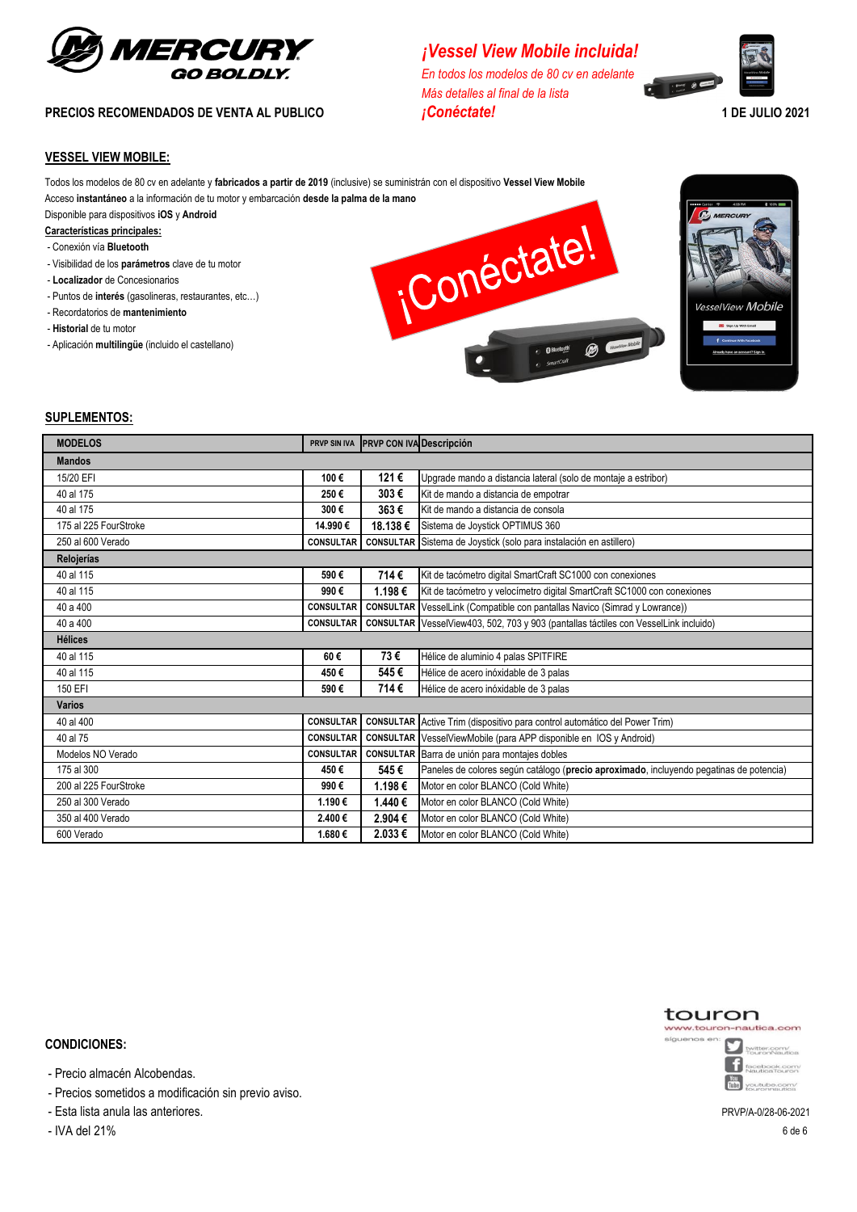**MERCURY**
**GO BOLDLY**

*¡Vessel View Mobile incluida!*
*En todos los modelos de 80 cv en adelante*
*Más detalles al final de la lista*
*¡Conéctate!*

**PRECIOS RECOMENDADOS DE VENTA AL PUBLICO** — **1 DE JULIO 2021**

## VESSEL VIEW MOBILE:

Todos los modelos de 80 cv en adelante y **fabricados a partir de 2019** (inclusive) se suministrán con el dispositivo **Vessel View Mobile**
Acceso **instantáneo** a la información de tu motor y embarcación **desde la palma de la mano**
Disponible para dispositivos **iOS** y **Android**

**Características principales:**

- Conexión vía **Bluetooth**
- Visibilidad de los **parámetros** clave de tu motor
- **Localizador** de Concesionarios
- Puntos de **interés** (gasolineras, restaurantes, etc…)
- Recordatorios de **mantenimiento**
- **Historial** de tu motor
- Aplicación **multilingüe** (incluido el castellano)

¡Conéctate!

## SUPLEMENTOS:

| MODELOS | PRVP SIN IVA | PRVP CON IVA | Descripción |
|---|---|---|---|
| **Mandos** | | | |
| 15/20 EFI | 100 € | 121 € | Upgrade mando a distancia lateral (solo de montaje a estribor) |
| 40 al 175 | 250 € | 303 € | Kit de mando a distancia de empotrar |
| 40 al 175 | 300 € | 363 € | Kit de mando a distancia de consola |
| 175 al 225 FourStroke | 14.990 € | 18.138 € | Sistema de Joystick OPTIMUS 360 |
| 250 al 600 Verado | CONSULTAR | CONSULTAR | Sistema de Joystick (solo para instalación en astillero) |
| **Relojerías** | | | |
| 40 al 115 | 590 € | 714 € | Kit de tacómetro digital SmartCraft SC1000 con conexiones |
| 40 al 115 | 990 € | 1.198 € | Kit de tacómetro y velocímetro digital SmartCraft SC1000 con conexiones |
| 40 a 400 | CONSULTAR | CONSULTAR | VesselLink (Compatible con pantallas Navico (Simrad y Lowrance)) |
| 40 a 400 | CONSULTAR | CONSULTAR | VesselView403, 502, 703 y 903 (pantallas táctiles con VesselLink incluido) |
| **Hélices** | | | |
| 40 al 115 | 60 € | 73 € | Hélice de aluminio 4 palas SPITFIRE |
| 40 al 115 | 450 € | 545 € | Hélice de acero inóxidable de 3 palas |
| 150 EFI | 590 € | 714 € | Hélice de acero inóxidable de 3 palas |
| **Varios** | | | |
| 40 al 400 | CONSULTAR | CONSULTAR | Active Trim (dispositivo para control automático del Power Trim) |
| 40 al 75 | CONSULTAR | CONSULTAR | VesselViewMobile (para APP disponible en IOS y Android) |
| Modelos NO Verado | CONSULTAR | CONSULTAR | Barra de unión para montajes dobles |
| 175 al 300 | 450 € | 545 € | Paneles de colores según catálogo (**precio aproximado**, incluyendo pegatinas de potencia) |
| 200 al 225 FourStroke | 990 € | 1.198 € | Motor en color BLANCO (Cold White) |
| 250 al 300 Verado | 1.190 € | 1.440 € | Motor en color BLANCO (Cold White) |
| 350 al 400 Verado | 2.400 € | 2.904 € | Motor en color BLANCO (Cold White) |
| 600 Verado | 1.680 € | 2.033 € | Motor en color BLANCO (Cold White) |

**CONDICIONES:**

- Precio almacén Alcobendas.
- Precios sometidos a modificación sin previo aviso.
- Esta lista anula las anteriores.
- IVA del 21%

touron
www.touron-nautica.com
síguenos en: twitter.com/TouronNautica · facebook.com/NauticaTouron · youtube.com/touronnautica

PRVP/A-0/28-06-2021